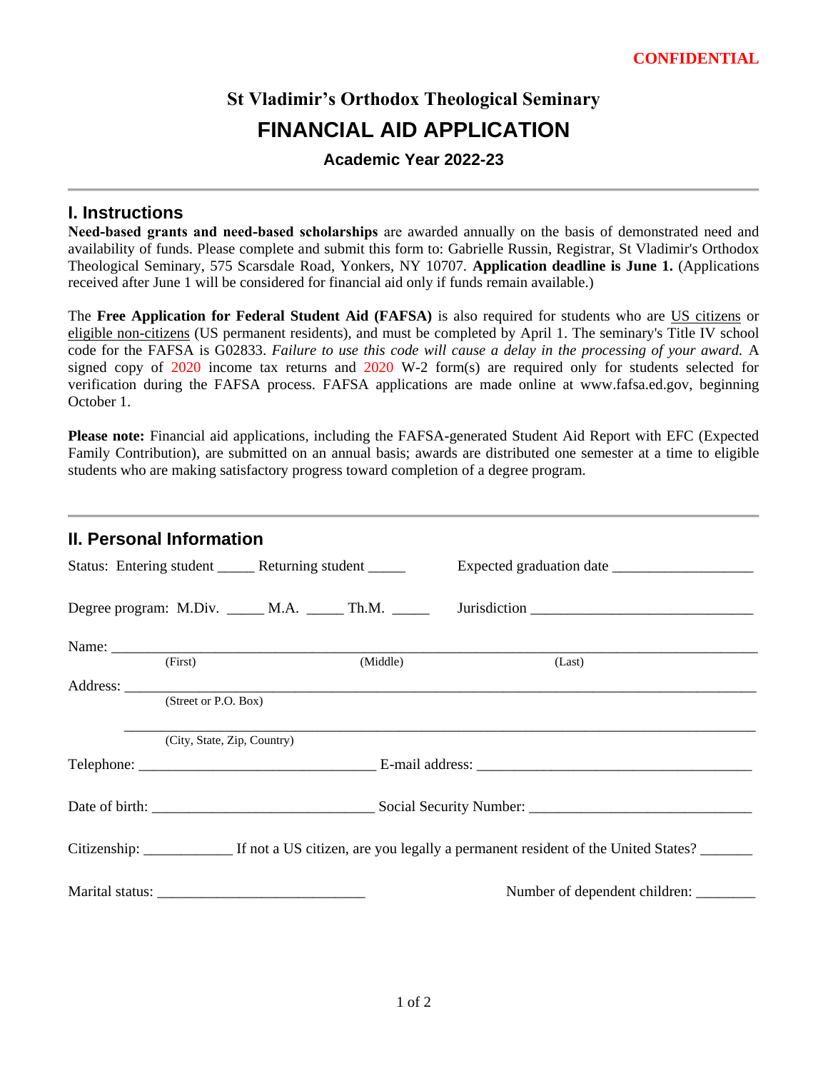CONFIDENTIAL

# St Vladimir's Orthodox Theological Seminary

# FINANCIAL AID APPLICATION

### Academic Year 2022-23

## I. Instructions

**Need-based grants and need-based scholarships** are awarded annually on the basis of demonstrated need and availability of funds. Please complete and submit this form to: Gabrielle Russin, Registrar, St Vladimir's Orthodox Theological Seminary, 575 Scarsdale Road, Yonkers, NY 10707. **Application deadline is June 1.** (Applications received after June 1 will be considered for financial aid only if funds remain available.)

The **Free Application for Federal Student Aid (FAFSA)** is also required for students who are US citizens or eligible non-citizens (US permanent residents), and must be completed by April 1. The seminary's Title IV school code for the FAFSA is G02833. *Failure to use this code will cause a delay in the processing of your award.* A signed copy of 2020 income tax returns and 2020 W-2 form(s) are required only for students selected for verification during the FAFSA process. FAFSA applications are made online at www.fafsa.ed.gov, beginning October 1.

**Please note:** Financial aid applications, including the FAFSA-generated Student Aid Report with EFC (Expected Family Contribution), are submitted on an annual basis; awards are distributed one semester at a time to eligible students who are making satisfactory progress toward completion of a degree program.

## II. Personal Information

Status: Entering student _____ Returning student _____ Expected graduation date ___________________

Degree program: M.Div. _____ M.A. _____ Th.M. _____ Jurisdiction _____________________________

Name: ______________________________________________________________________________
(First) (Middle) (Last)

Address: ____________________________________________________________________________
(Street or P.O. Box)

____________________________________________________________________________
(City, State, Zip, Country)

Telephone: _______________________________ E-mail address: _____________________________________

Date of birth: _____________________________ Social Security Number: _____________________________

Citizenship: ____________ If not a US citizen, are you legally a permanent resident of the United States? _______

Marital status: ____________________________ Number of dependent children: ________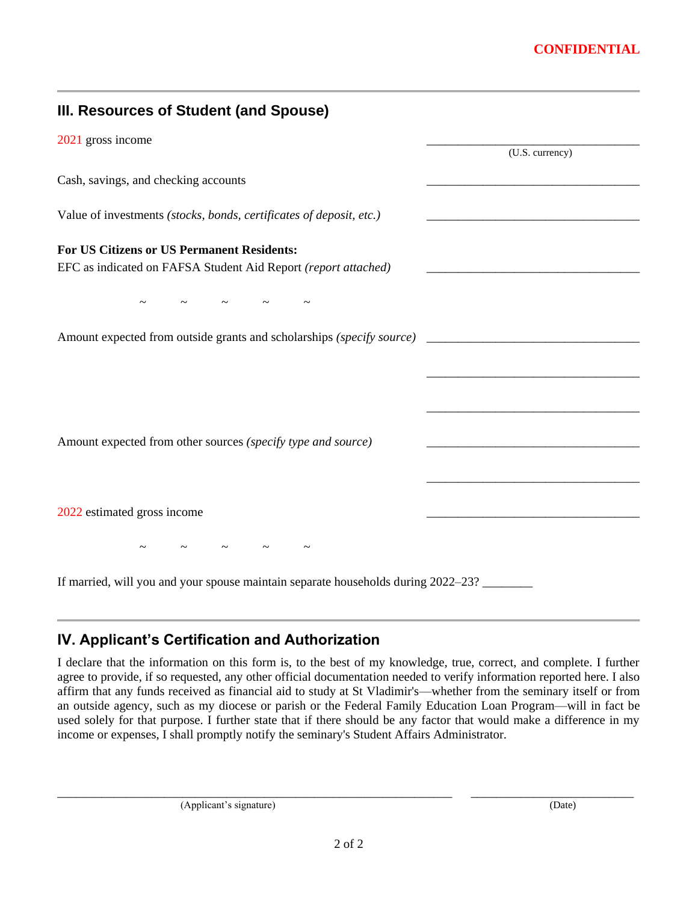CONFIDENTIAL

## III. Resources of Student (and Spouse)

2021 gross income ______________________________
(U.S. currency)

Cash, savings, and checking accounts ______________________________

Value of investments *(stocks, bonds, certificates of deposit, etc.)* ______________________________

**For US Citizens or US Permanent Residents:**
EFC as indicated on FAFSA Student Aid Report *(report attached)* ______________________________

~ ~ ~ ~ ~

Amount expected from outside grants and scholarships *(specify source)* ______________________________

______________________________

______________________________

Amount expected from other sources *(specify type and source)* ______________________________

______________________________

2022 estimated gross income ______________________________

~ ~ ~ ~ ~

If married, will you and your spouse maintain separate households during 2022–23? ________

## IV. Applicant's Certification and Authorization

I declare that the information on this form is, to the best of my knowledge, true, correct, and complete. I further agree to provide, if so requested, any other official documentation needed to verify information reported here. I also affirm that any funds received as financial aid to study at St Vladimir's—whether from the seminary itself or from an outside agency, such as my diocese or parish or the Federal Family Education Loan Program—will in fact be used solely for that purpose. I further state that if there should be any factor that would make a difference in my income or expenses, I shall promptly notify the seminary's Student Affairs Administrator.

______________________________________________ ______________________
(Applicant's signature) (Date)